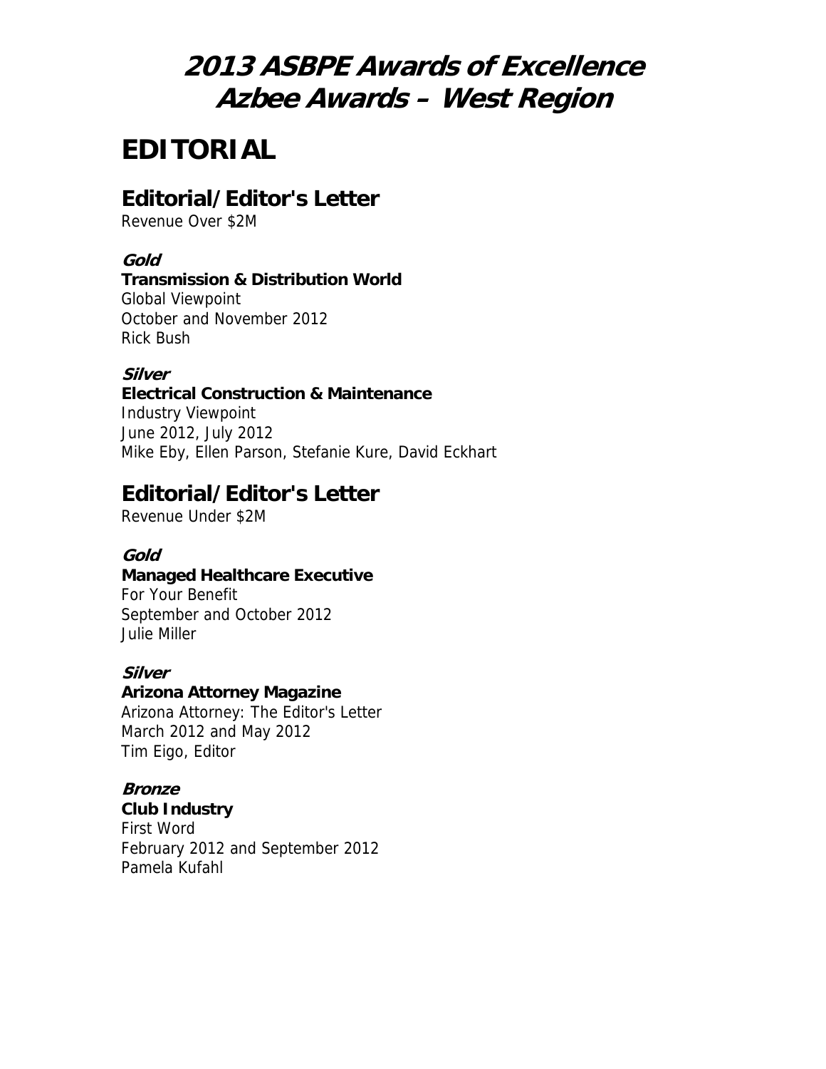# 2013 ASBPE Awards of Excellence
# Azbee Awards – West Region

## EDITORIAL

### Editorial/Editor's Letter

Revenue Over $2M

***Gold***

**Transmission & Distribution World**
Global Viewpoint
October and November 2012
Rick Bush

***Silver***

**Electrical Construction & Maintenance**
Industry Viewpoint
June 2012, July 2012
Mike Eby, Ellen Parson, Stefanie Kure, David Eckhart

### Editorial/Editor's Letter

Revenue Under $2M

***Gold***

**Managed Healthcare Executive**
For Your Benefit
September and October 2012
Julie Miller

***Silver***

**Arizona Attorney Magazine**
Arizona Attorney: The Editor's Letter
March 2012 and May 2012
Tim Eigo, Editor

***Bronze***

**Club Industry**
First Word
February 2012 and September 2012
Pamela Kufahl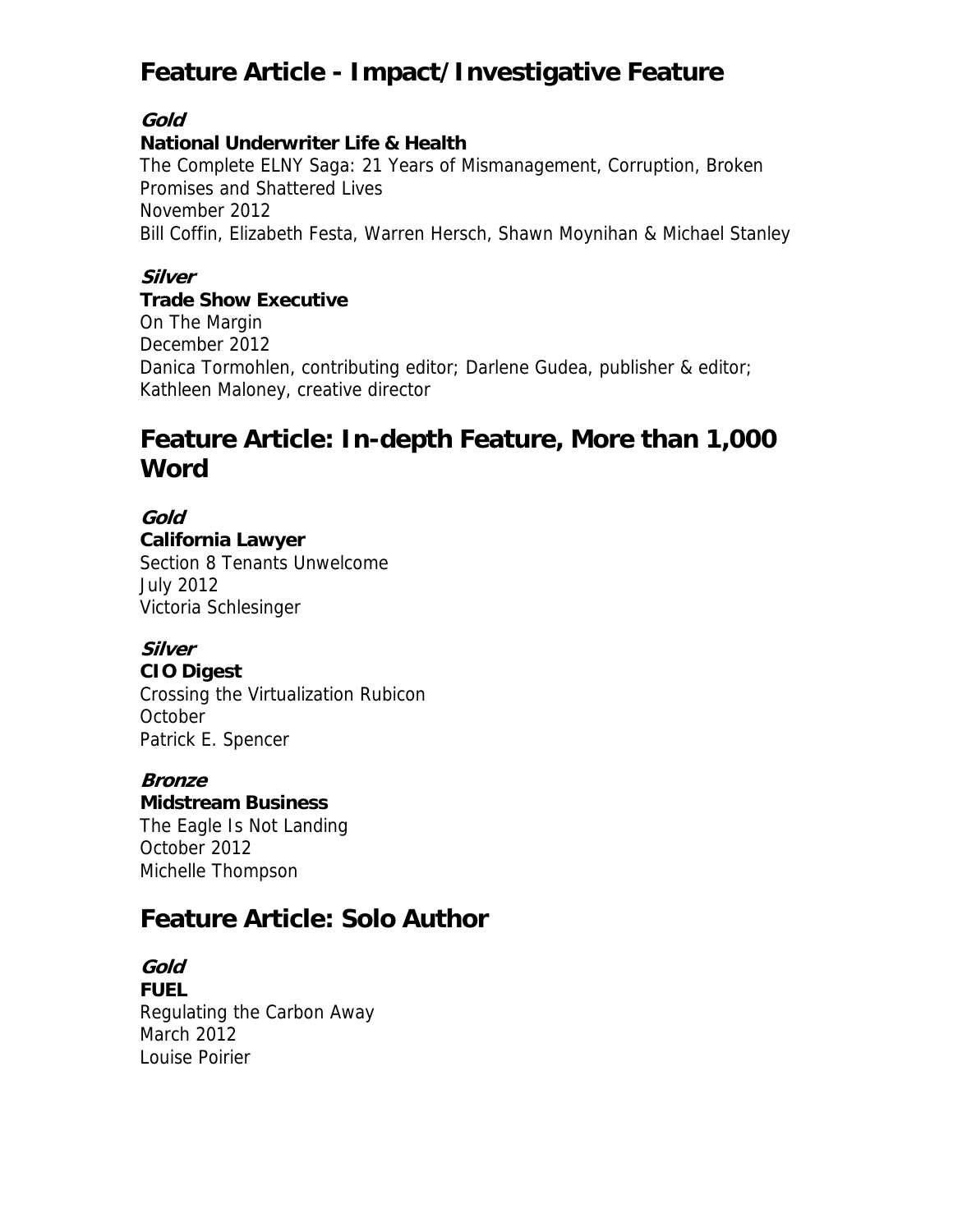## Feature Article - Impact/Investigative Feature

***Gold***
**National Underwriter Life & Health**
The Complete ELNY Saga: 21 Years of Mismanagement, Corruption, Broken Promises and Shattered Lives
November 2012
Bill Coffin, Elizabeth Festa, Warren Hersch, Shawn Moynihan & Michael Stanley

***Silver***
**Trade Show Executive**
On The Margin
December 2012
Danica Tormohlen, contributing editor; Darlene Gudea, publisher & editor; Kathleen Maloney, creative director

## Feature Article: In-depth Feature, More than 1,000 Word

***Gold***
**California Lawyer**
Section 8 Tenants Unwelcome
July 2012
Victoria Schlesinger

***Silver***
**CIO Digest**
Crossing the Virtualization Rubicon
October
Patrick E. Spencer

***Bronze***
**Midstream Business**
The Eagle Is Not Landing
October 2012
Michelle Thompson

## Feature Article: Solo Author

***Gold***
**FUEL**
Regulating the Carbon Away
March 2012
Louise Poirier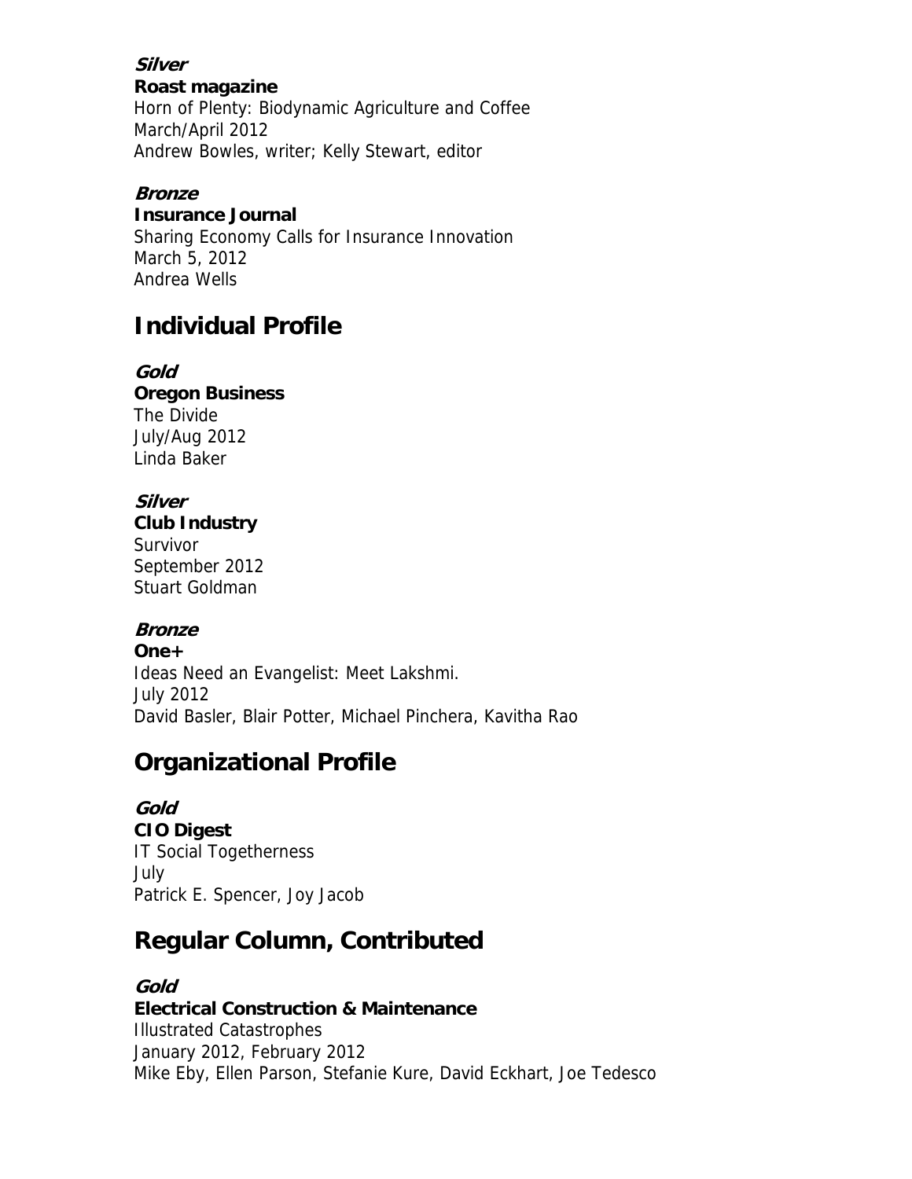***Silver***
**Roast magazine**
Horn of Plenty: Biodynamic Agriculture and Coffee
March/April 2012
Andrew Bowles, writer; Kelly Stewart, editor

***Bronze***
**Insurance Journal**
Sharing Economy Calls for Insurance Innovation
March 5, 2012
Andrea Wells

## Individual Profile

***Gold***
**Oregon Business**
The Divide
July/Aug 2012
Linda Baker

***Silver***
**Club Industry**
Survivor
September 2012
Stuart Goldman

***Bronze***
**One+**
Ideas Need an Evangelist: Meet Lakshmi.
July 2012
David Basler, Blair Potter, Michael Pinchera, Kavitha Rao

## Organizational Profile

***Gold***
**CIO Digest**
IT Social Togetherness
July
Patrick E. Spencer, Joy Jacob

## Regular Column, Contributed

***Gold***
**Electrical Construction & Maintenance**
Illustrated Catastrophes
January 2012, February 2012
Mike Eby, Ellen Parson, Stefanie Kure, David Eckhart, Joe Tedesco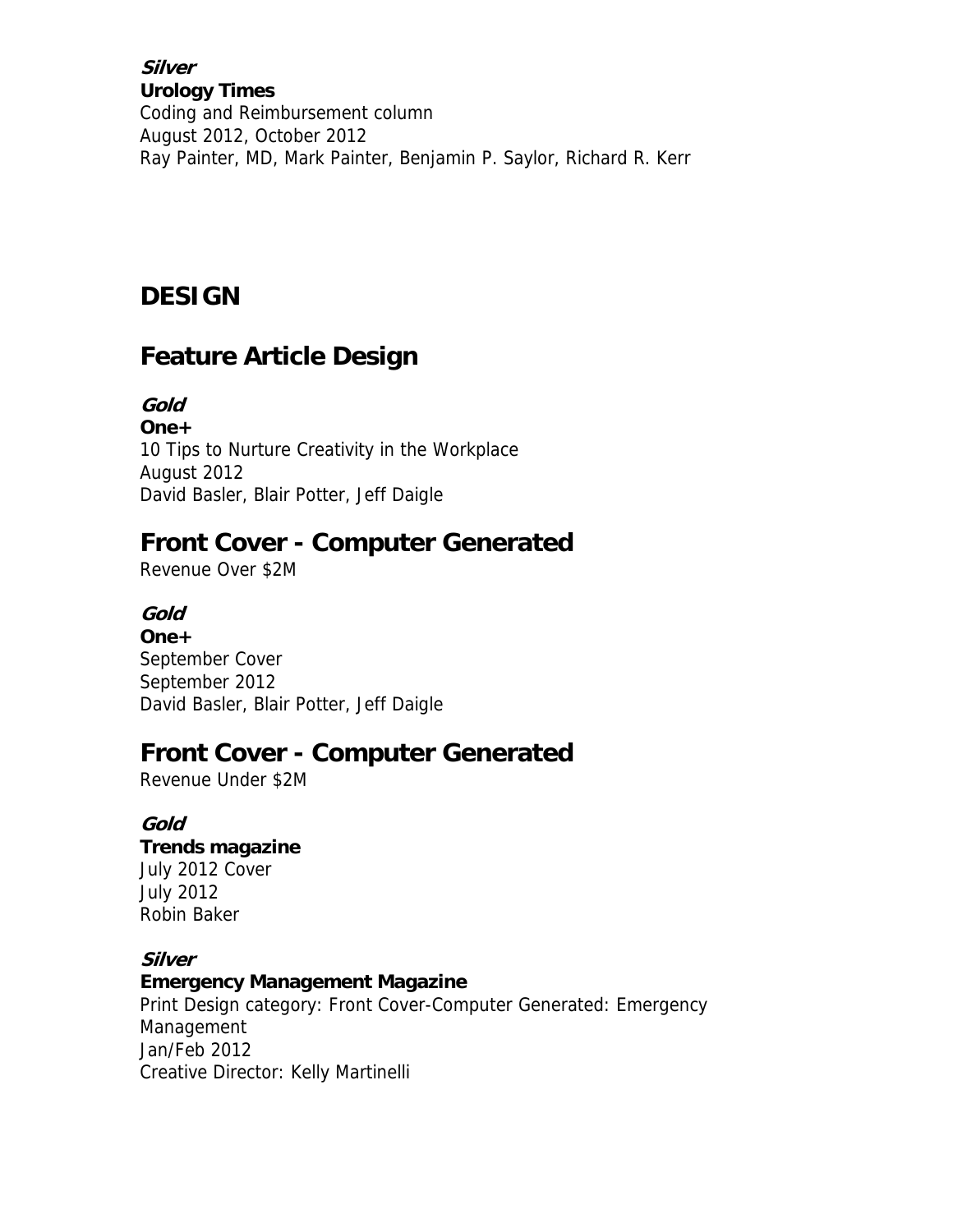***Silver***

**Urology Times**

Coding and Reimbursement column

August 2012, October 2012

Ray Painter, MD, Mark Painter, Benjamin P. Saylor, Richard R. Kerr

# DESIGN

## Feature Article Design

***Gold***

**One+**

10 Tips to Nurture Creativity in the Workplace

August 2012

David Basler, Blair Potter, Jeff Daigle

## Front Cover - Computer Generated

Revenue Over $2M

***Gold***

**One+**

September Cover

September 2012

David Basler, Blair Potter, Jeff Daigle

## Front Cover - Computer Generated

Revenue Under $2M

***Gold***

**Trends magazine**

July 2012 Cover

July 2012

Robin Baker

***Silver***

**Emergency Management Magazine**

Print Design category: Front Cover-Computer Generated: Emergency Management

Jan/Feb 2012

Creative Director: Kelly Martinelli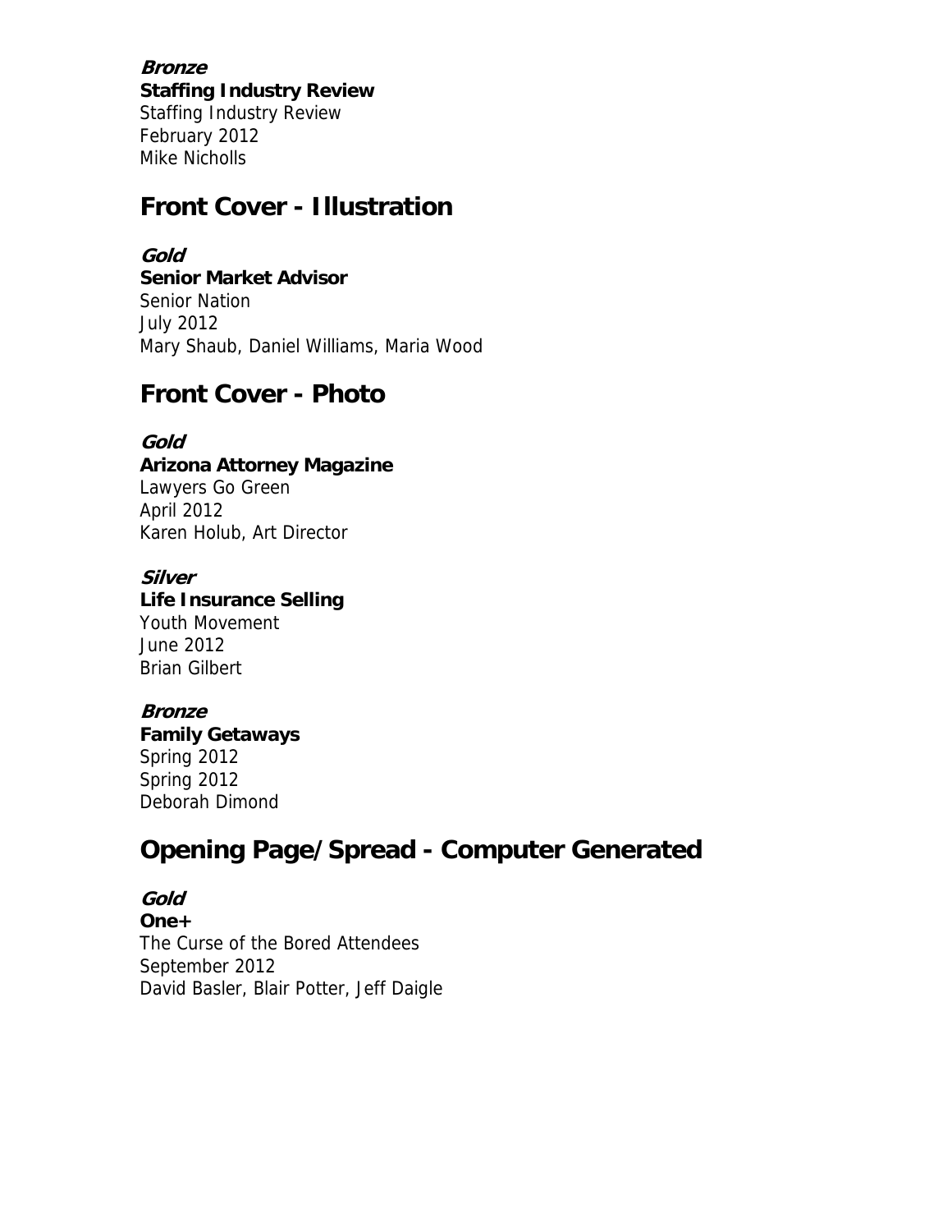***Bronze***
**Staffing Industry Review**
Staffing Industry Review
February 2012
Mike Nicholls

## Front Cover - Illustration

***Gold***
**Senior Market Advisor**
Senior Nation
July 2012
Mary Shaub, Daniel Williams, Maria Wood

## Front Cover - Photo

***Gold***
**Arizona Attorney Magazine**
Lawyers Go Green
April 2012
Karen Holub, Art Director

***Silver***
**Life Insurance Selling**
Youth Movement
June 2012
Brian Gilbert

***Bronze***
**Family Getaways**
Spring 2012
Spring 2012
Deborah Dimond

## Opening Page/Spread - Computer Generated

***Gold***
**One+**
The Curse of the Bored Attendees
September 2012
David Basler, Blair Potter, Jeff Daigle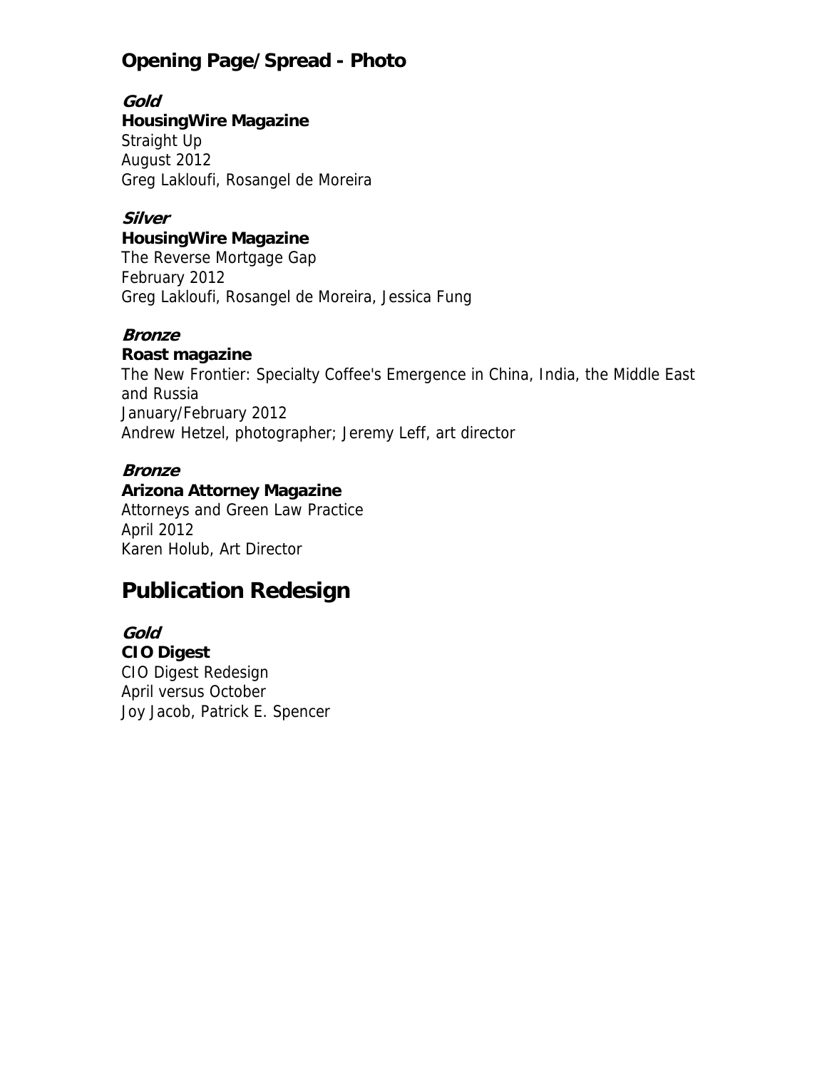## Opening Page/Spread - Photo

***Gold***
**HousingWire Magazine**
Straight Up
August 2012
Greg Lakloufi, Rosangel de Moreira

***Silver***
**HousingWire Magazine**
The Reverse Mortgage Gap
February 2012
Greg Lakloufi, Rosangel de Moreira, Jessica Fung

***Bronze***
**Roast magazine**
The New Frontier: Specialty Coffee's Emergence in China, India, the Middle East and Russia
January/February 2012
Andrew Hetzel, photographer; Jeremy Leff, art director

***Bronze***
**Arizona Attorney Magazine**
Attorneys and Green Law Practice
April 2012
Karen Holub, Art Director

# Publication Redesign

***Gold***
**CIO Digest**
CIO Digest Redesign
April versus October
Joy Jacob, Patrick E. Spencer